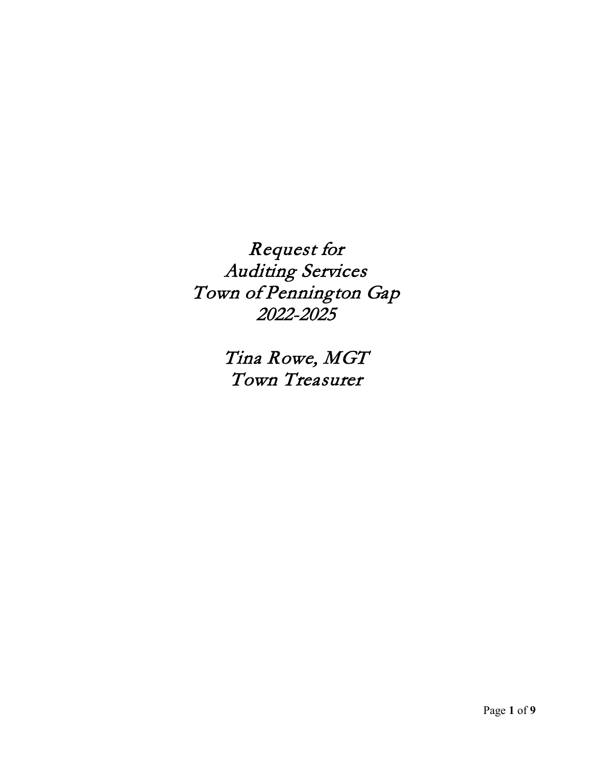# *Request for Auditing Services Town of Pennington Gap 2022-2025*

*Tina Rowe, MGT*
*Town Treasurer*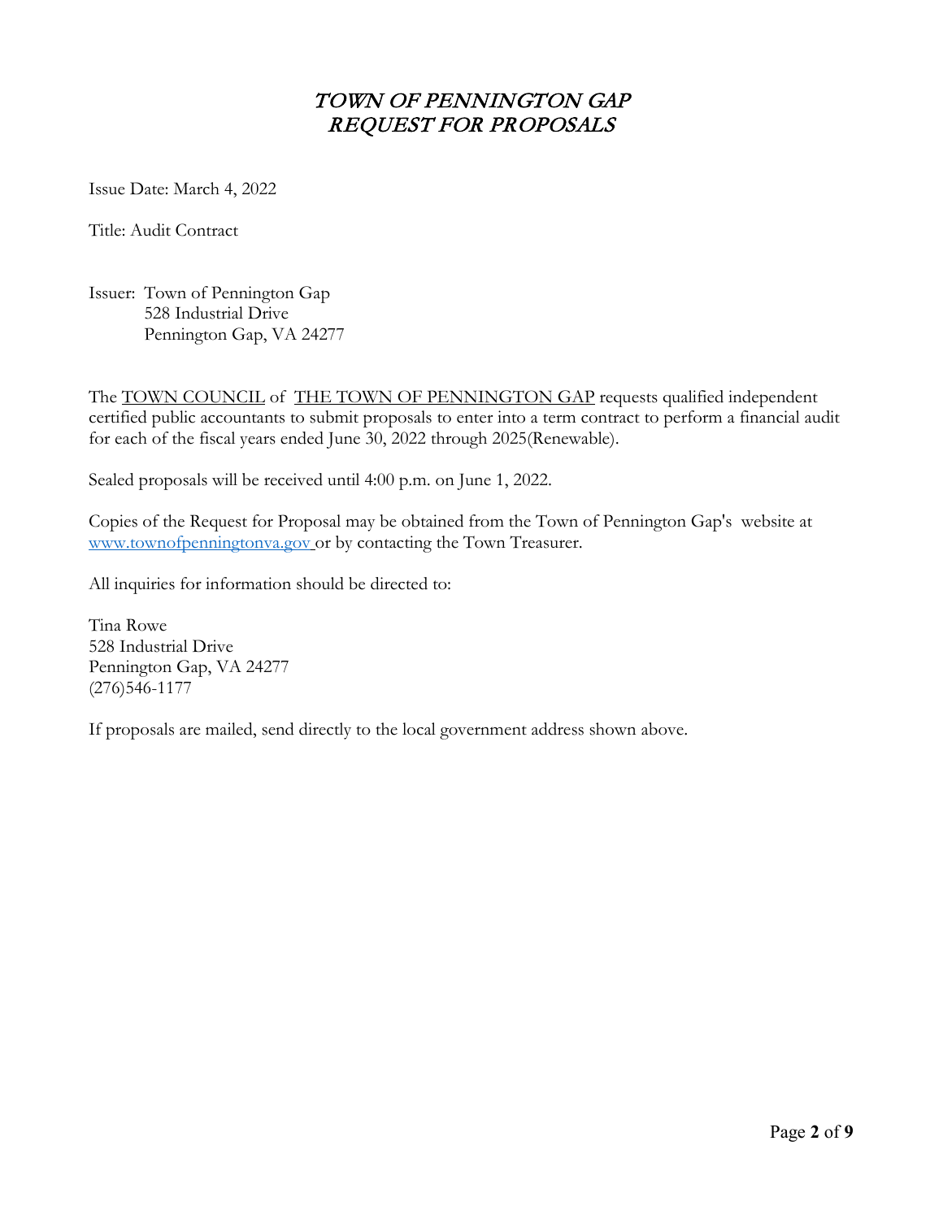# *TOWN OF PENNINGTON GAP*
# *REQUEST FOR PROPOSALS*

Issue Date: March 4, 2022

Title: Audit Contract

Issuer: Town of Pennington Gap
528 Industrial Drive
Pennington Gap, VA 24277

The TOWN COUNCIL of THE TOWN OF PENNINGTON GAP requests qualified independent certified public accountants to submit proposals to enter into a term contract to perform a financial audit for each of the fiscal years ended June 30, 2022 through 2025(Renewable).

Sealed proposals will be received until 4:00 p.m. on June 1, 2022.

Copies of the Request for Proposal may be obtained from the Town of Pennington Gap's website at www.townofpenningtonva.gov or by contacting the Town Treasurer.

All inquiries for information should be directed to:

Tina Rowe
528 Industrial Drive
Pennington Gap, VA 24277
(276)546-1177

If proposals are mailed, send directly to the local government address shown above.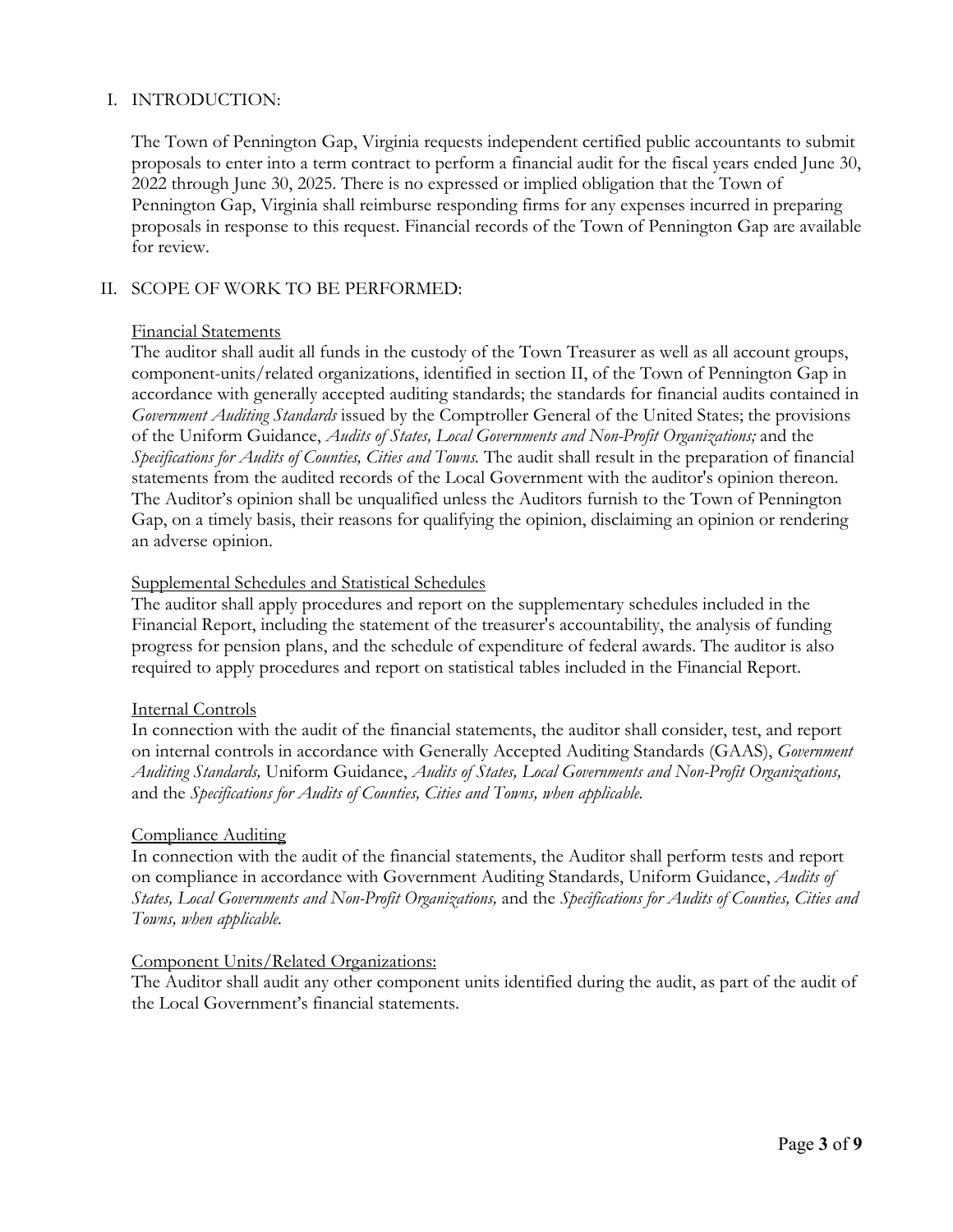## I. INTRODUCTION:

The Town of Pennington Gap, Virginia requests independent certified public accountants to submit proposals to enter into a term contract to perform a financial audit for the fiscal years ended June 30, 2022 through June 30, 2025. There is no expressed or implied obligation that the Town of Pennington Gap, Virginia shall reimburse responding firms for any expenses incurred in preparing proposals in response to this request. Financial records of the Town of Pennington Gap are available for review.

## II. SCOPE OF WORK TO BE PERFORMED:

Financial Statements

The auditor shall audit all funds in the custody of the Town Treasurer as well as all account groups, component-units/related organizations, identified in section II, of the Town of Pennington Gap in accordance with generally accepted auditing standards; the standards for financial audits contained in *Government Auditing Standards* issued by the Comptroller General of the United States; the provisions of the Uniform Guidance, *Audits of States, Local Governments and Non-Profit Organizations;* and the *Specifications for Audits of Counties, Cities and Towns.* The audit shall result in the preparation of financial statements from the audited records of the Local Government with the auditor's opinion thereon. The Auditor's opinion shall be unqualified unless the Auditors furnish to the Town of Pennington Gap, on a timely basis, their reasons for qualifying the opinion, disclaiming an opinion or rendering an adverse opinion.

Supplemental Schedules and Statistical Schedules

The auditor shall apply procedures and report on the supplementary schedules included in the Financial Report, including the statement of the treasurer's accountability, the analysis of funding progress for pension plans, and the schedule of expenditure of federal awards. The auditor is also required to apply procedures and report on statistical tables included in the Financial Report.

Internal Controls

In connection with the audit of the financial statements, the auditor shall consider, test, and report on internal controls in accordance with Generally Accepted Auditing Standards (GAAS), *Government Auditing Standards,* Uniform Guidance, *Audits of States, Local Governments and Non-Profit Organizations,* and the *Specifications for Audits of Counties, Cities and Towns, when applicable.*

Compliance Auditing

In connection with the audit of the financial statements, the Auditor shall perform tests and report on compliance in accordance with Government Auditing Standards, Uniform Guidance, *Audits of States, Local Governments and Non-Profit Organizations,* and the *Specifications for Audits of Counties, Cities and Towns, when applicable.*

Component Units/Related Organizations:

The Auditor shall audit any other component units identified during the audit, as part of the audit of the Local Government's financial statements.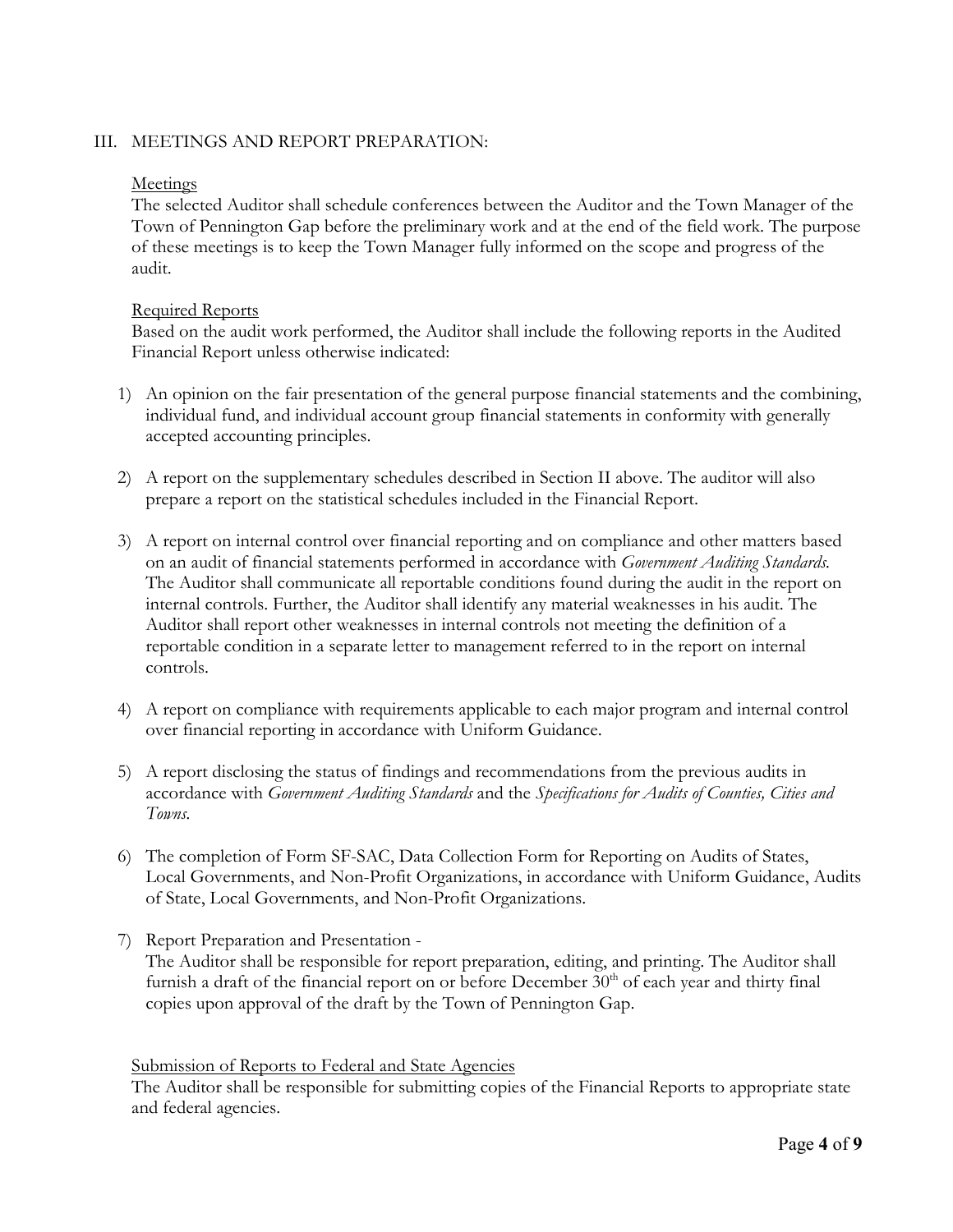## III. MEETINGS AND REPORT PREPARATION:

### Meetings

The selected Auditor shall schedule conferences between the Auditor and the Town Manager of the Town of Pennington Gap before the preliminary work and at the end of the field work. The purpose of these meetings is to keep the Town Manager fully informed on the scope and progress of the audit.

### Required Reports

Based on the audit work performed, the Auditor shall include the following reports in the Audited Financial Report unless otherwise indicated:

1) An opinion on the fair presentation of the general purpose financial statements and the combining, individual fund, and individual account group financial statements in conformity with generally accepted accounting principles.

2) A report on the supplementary schedules described in Section II above. The auditor will also prepare a report on the statistical schedules included in the Financial Report.

3) A report on internal control over financial reporting and on compliance and other matters based on an audit of financial statements performed in accordance with *Government Auditing Standards*. The Auditor shall communicate all reportable conditions found during the audit in the report on internal controls. Further, the Auditor shall identify any material weaknesses in his audit. The Auditor shall report other weaknesses in internal controls not meeting the definition of a reportable condition in a separate letter to management referred to in the report on internal controls.

4) A report on compliance with requirements applicable to each major program and internal control over financial reporting in accordance with Uniform Guidance.

5) A report disclosing the status of findings and recommendations from the previous audits in accordance with *Government Auditing Standards* and the *Specifications for Audits of Counties, Cities and Towns*.

6) The completion of Form SF-SAC, Data Collection Form for Reporting on Audits of States, Local Governments, and Non-Profit Organizations, in accordance with Uniform Guidance, Audits of State, Local Governments, and Non-Profit Organizations.

7) Report Preparation and Presentation -
The Auditor shall be responsible for report preparation, editing, and printing. The Auditor shall furnish a draft of the financial report on or before December 30th of each year and thirty final copies upon approval of the draft by the Town of Pennington Gap.

### Submission of Reports to Federal and State Agencies

The Auditor shall be responsible for submitting copies of the Financial Reports to appropriate state and federal agencies.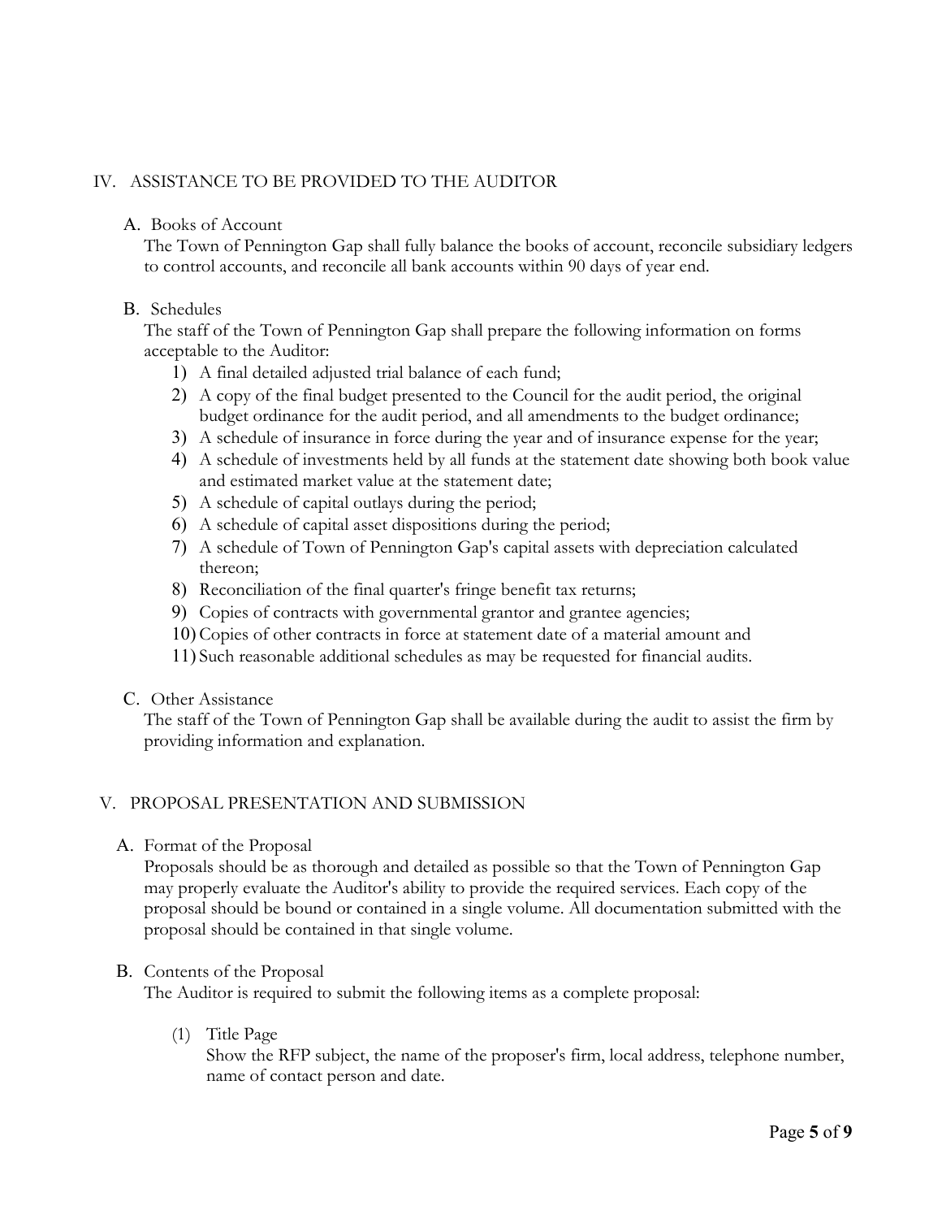## IV. ASSISTANCE TO BE PROVIDED TO THE AUDITOR

### A. Books of Account

The Town of Pennington Gap shall fully balance the books of account, reconcile subsidiary ledgers to control accounts, and reconcile all bank accounts within 90 days of year end.

### B. Schedules

The staff of the Town of Pennington Gap shall prepare the following information on forms acceptable to the Auditor:

1) A final detailed adjusted trial balance of each fund;
2) A copy of the final budget presented to the Council for the audit period, the original budget ordinance for the audit period, and all amendments to the budget ordinance;
3) A schedule of insurance in force during the year and of insurance expense for the year;
4) A schedule of investments held by all funds at the statement date showing both book value and estimated market value at the statement date;
5) A schedule of capital outlays during the period;
6) A schedule of capital asset dispositions during the period;
7) A schedule of Town of Pennington Gap's capital assets with depreciation calculated thereon;
8) Reconciliation of the final quarter's fringe benefit tax returns;
9) Copies of contracts with governmental grantor and grantee agencies;
10) Copies of other contracts in force at statement date of a material amount and
11) Such reasonable additional schedules as may be requested for financial audits.

### C. Other Assistance

The staff of the Town of Pennington Gap shall be available during the audit to assist the firm by providing information and explanation.

## V. PROPOSAL PRESENTATION AND SUBMISSION

### A. Format of the Proposal

Proposals should be as thorough and detailed as possible so that the Town of Pennington Gap may properly evaluate the Auditor's ability to provide the required services. Each copy of the proposal should be bound or contained in a single volume. All documentation submitted with the proposal should be contained in that single volume.

### B. Contents of the Proposal

The Auditor is required to submit the following items as a complete proposal:

(1) Title Page

Show the RFP subject, the name of the proposer's firm, local address, telephone number, name of contact person and date.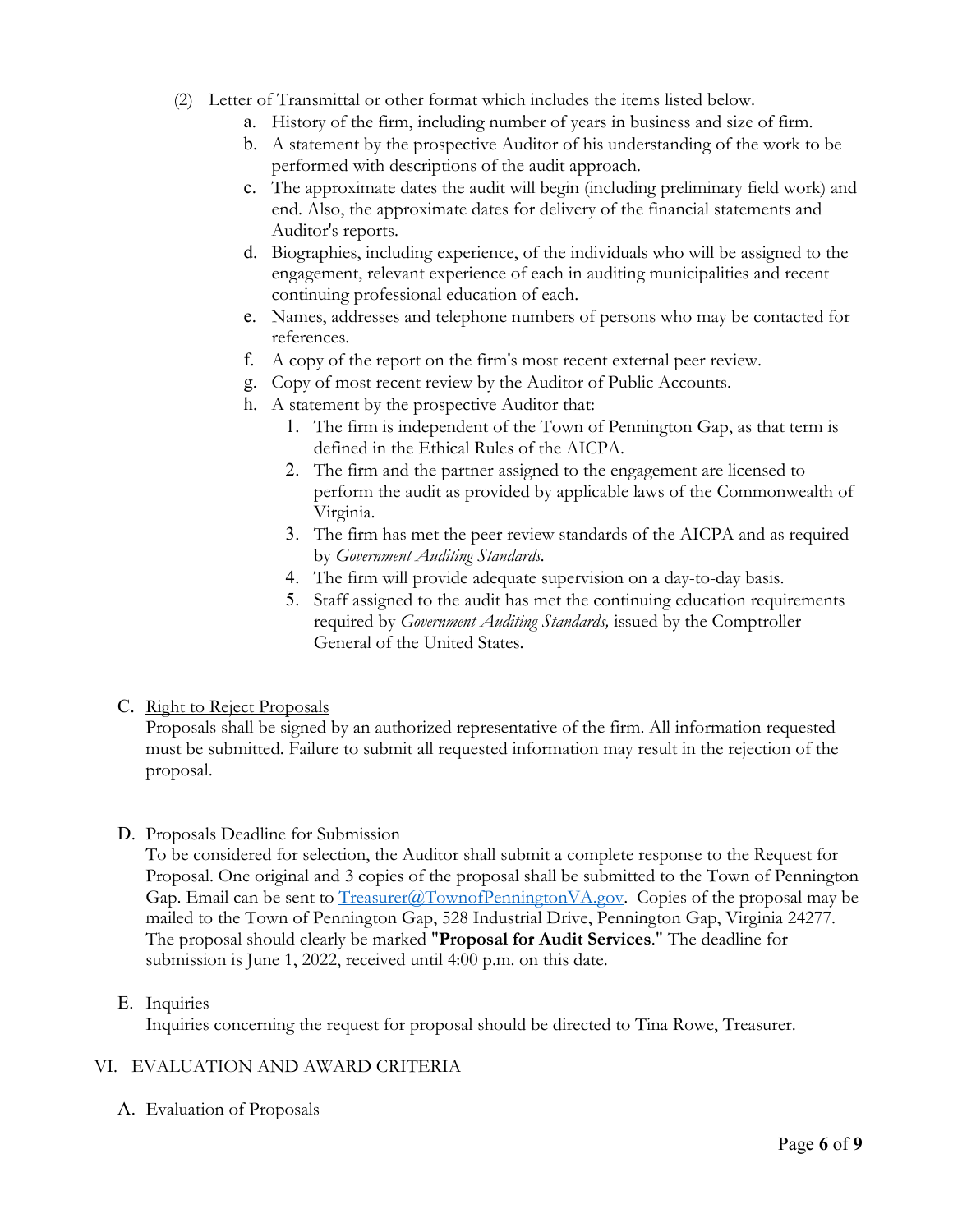(2) Letter of Transmittal or other format which includes the items listed below.

   a. History of the firm, including number of years in business and size of firm.
   b. A statement by the prospective Auditor of his understanding of the work to be performed with descriptions of the audit approach.
   c. The approximate dates the audit will begin (including preliminary field work) and end. Also, the approximate dates for delivery of the financial statements and Auditor's reports.
   d. Biographies, including experience, of the individuals who will be assigned to the engagement, relevant experience of each in auditing municipalities and recent continuing professional education of each.
   e. Names, addresses and telephone numbers of persons who may be contacted for references.
   f. A copy of the report on the firm's most recent external peer review.
   g. Copy of most recent review by the Auditor of Public Accounts.
   h. A statement by the prospective Auditor that:
      1. The firm is independent of the Town of Pennington Gap, as that term is defined in the Ethical Rules of the AICPA.
      2. The firm and the partner assigned to the engagement are licensed to perform the audit as provided by applicable laws of the Commonwealth of Virginia.
      3. The firm has met the peer review standards of the AICPA and as required by *Government Auditing Standards.*
      4. The firm will provide adequate supervision on a day-to-day basis.
      5. Staff assigned to the audit has met the continuing education requirements required by *Government Auditing Standards,* issued by the Comptroller General of the United States.

C. Right to Reject Proposals

Proposals shall be signed by an authorized representative of the firm. All information requested must be submitted. Failure to submit all requested information may result in the rejection of the proposal.

D. Proposals Deadline for Submission

To be considered for selection, the Auditor shall submit a complete response to the Request for Proposal. One original and 3 copies of the proposal shall be submitted to the Town of Pennington Gap. Email can be sent to [Treasurer@TownofPenningtonVA.gov](mailto:Treasurer@TownofPenningtonVA.gov). Copies of the proposal may be mailed to the Town of Pennington Gap, 528 Industrial Drive, Pennington Gap, Virginia 24277. The proposal should clearly be marked "**Proposal for Audit Services**." The deadline for submission is June 1, 2022, received until 4:00 p.m. on this date.

E. Inquiries

Inquiries concerning the request for proposal should be directed to Tina Rowe, Treasurer.

## VI. EVALUATION AND AWARD CRITERIA

A. Evaluation of Proposals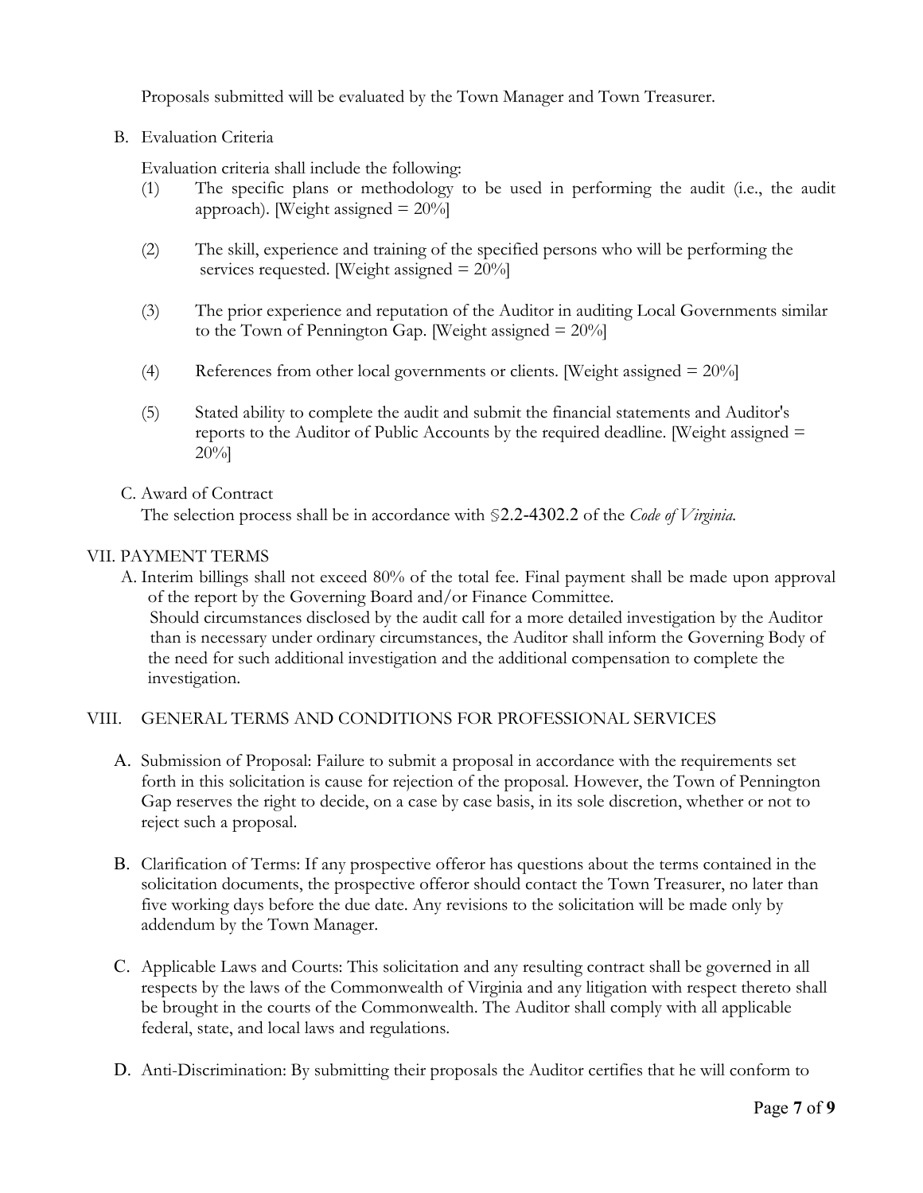Proposals submitted will be evaluated by the Town Manager and Town Treasurer.

B. Evaluation Criteria

Evaluation criteria shall include the following:

(1) The specific plans or methodology to be used in performing the audit (i.e., the audit approach). [Weight assigned = 20%]

(2) The skill, experience and training of the specified persons who will be performing the services requested. [Weight assigned = 20%]

(3) The prior experience and reputation of the Auditor in auditing Local Governments similar to the Town of Pennington Gap. [Weight assigned = 20%]

(4) References from other local governments or clients. [Weight assigned = 20%]

(5) Stated ability to complete the audit and submit the financial statements and Auditor's reports to the Auditor of Public Accounts by the required deadline. [Weight assigned = 20%]

C. Award of Contract

The selection process shall be in accordance with §2.2-4302.2 of the *Code of Virginia.*

## VII. PAYMENT TERMS

A. Interim billings shall not exceed 80% of the total fee. Final payment shall be made upon approval of the report by the Governing Board and/or Finance Committee.
Should circumstances disclosed by the audit call for a more detailed investigation by the Auditor than is necessary under ordinary circumstances, the Auditor shall inform the Governing Body of the need for such additional investigation and the additional compensation to complete the investigation.

## VIII. GENERAL TERMS AND CONDITIONS FOR PROFESSIONAL SERVICES

A. Submission of Proposal: Failure to submit a proposal in accordance with the requirements set forth in this solicitation is cause for rejection of the proposal. However, the Town of Pennington Gap reserves the right to decide, on a case by case basis, in its sole discretion, whether or not to reject such a proposal.

B. Clarification of Terms: If any prospective offeror has questions about the terms contained in the solicitation documents, the prospective offeror should contact the Town Treasurer, no later than five working days before the due date. Any revisions to the solicitation will be made only by addendum by the Town Manager.

C. Applicable Laws and Courts: This solicitation and any resulting contract shall be governed in all respects by the laws of the Commonwealth of Virginia and any litigation with respect thereto shall be brought in the courts of the Commonwealth. The Auditor shall comply with all applicable federal, state, and local laws and regulations.

D. Anti-Discrimination: By submitting their proposals the Auditor certifies that he will conform to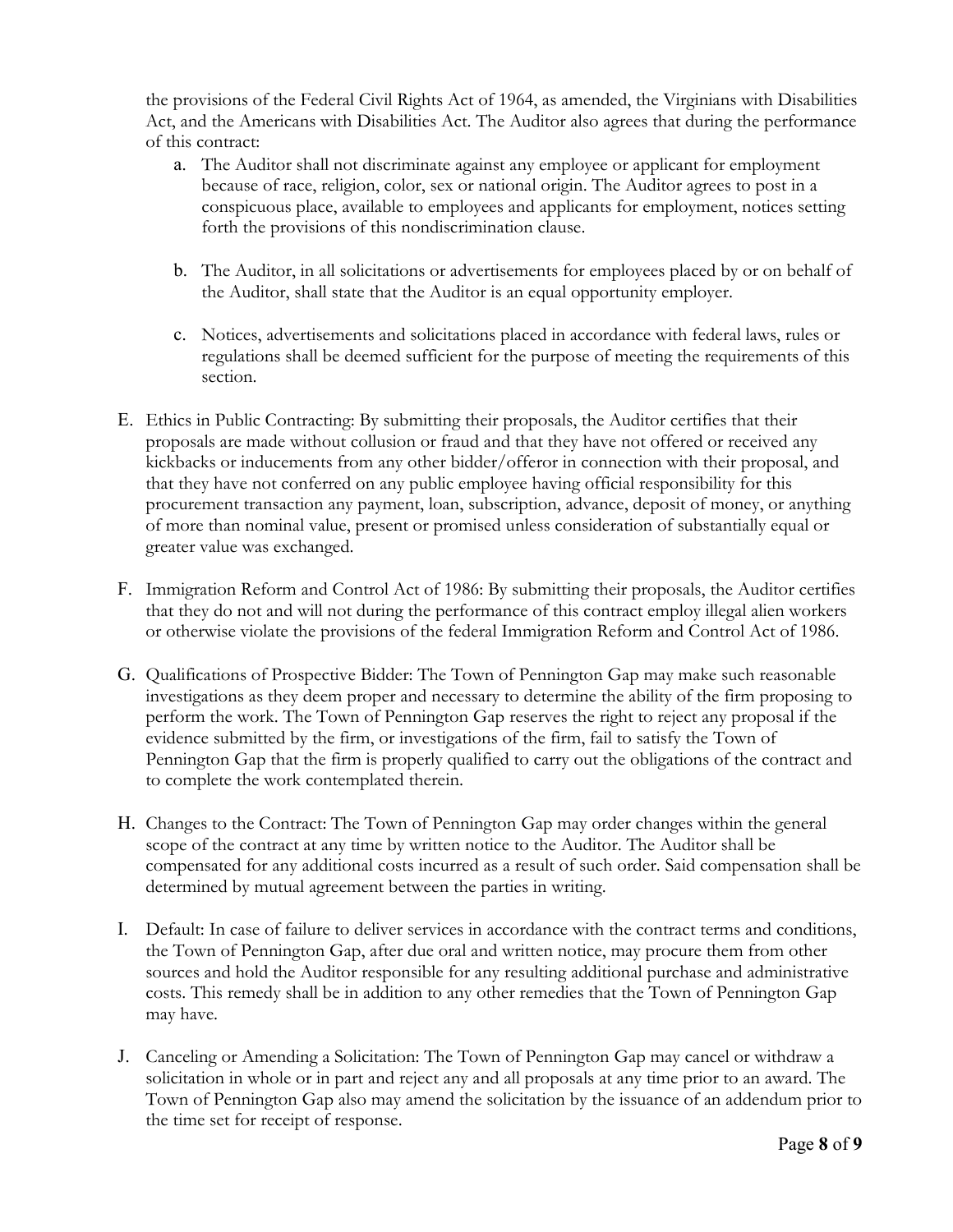the provisions of the Federal Civil Rights Act of 1964, as amended, the Virginians with Disabilities Act, and the Americans with Disabilities Act. The Auditor also agrees that during the performance of this contract:

a. The Auditor shall not discriminate against any employee or applicant for employment because of race, religion, color, sex or national origin. The Auditor agrees to post in a conspicuous place, available to employees and applicants for employment, notices setting forth the provisions of this nondiscrimination clause.

b. The Auditor, in all solicitations or advertisements for employees placed by or on behalf of the Auditor, shall state that the Auditor is an equal opportunity employer.

c. Notices, advertisements and solicitations placed in accordance with federal laws, rules or regulations shall be deemed sufficient for the purpose of meeting the requirements of this section.

E. Ethics in Public Contracting: By submitting their proposals, the Auditor certifies that their proposals are made without collusion or fraud and that they have not offered or received any kickbacks or inducements from any other bidder/offeror in connection with their proposal, and that they have not conferred on any public employee having official responsibility for this procurement transaction any payment, loan, subscription, advance, deposit of money, or anything of more than nominal value, present or promised unless consideration of substantially equal or greater value was exchanged.

F. Immigration Reform and Control Act of 1986: By submitting their proposals, the Auditor certifies that they do not and will not during the performance of this contract employ illegal alien workers or otherwise violate the provisions of the federal Immigration Reform and Control Act of 1986.

G. Qualifications of Prospective Bidder: The Town of Pennington Gap may make such reasonable investigations as they deem proper and necessary to determine the ability of the firm proposing to perform the work. The Town of Pennington Gap reserves the right to reject any proposal if the evidence submitted by the firm, or investigations of the firm, fail to satisfy the Town of Pennington Gap that the firm is properly qualified to carry out the obligations of the contract and to complete the work contemplated therein.

H. Changes to the Contract: The Town of Pennington Gap may order changes within the general scope of the contract at any time by written notice to the Auditor. The Auditor shall be compensated for any additional costs incurred as a result of such order. Said compensation shall be determined by mutual agreement between the parties in writing.

I. Default: In case of failure to deliver services in accordance with the contract terms and conditions, the Town of Pennington Gap, after due oral and written notice, may procure them from other sources and hold the Auditor responsible for any resulting additional purchase and administrative costs. This remedy shall be in addition to any other remedies that the Town of Pennington Gap may have.

J. Canceling or Amending a Solicitation: The Town of Pennington Gap may cancel or withdraw a solicitation in whole or in part and reject any and all proposals at any time prior to an award. The Town of Pennington Gap also may amend the solicitation by the issuance of an addendum prior to the time set for receipt of response.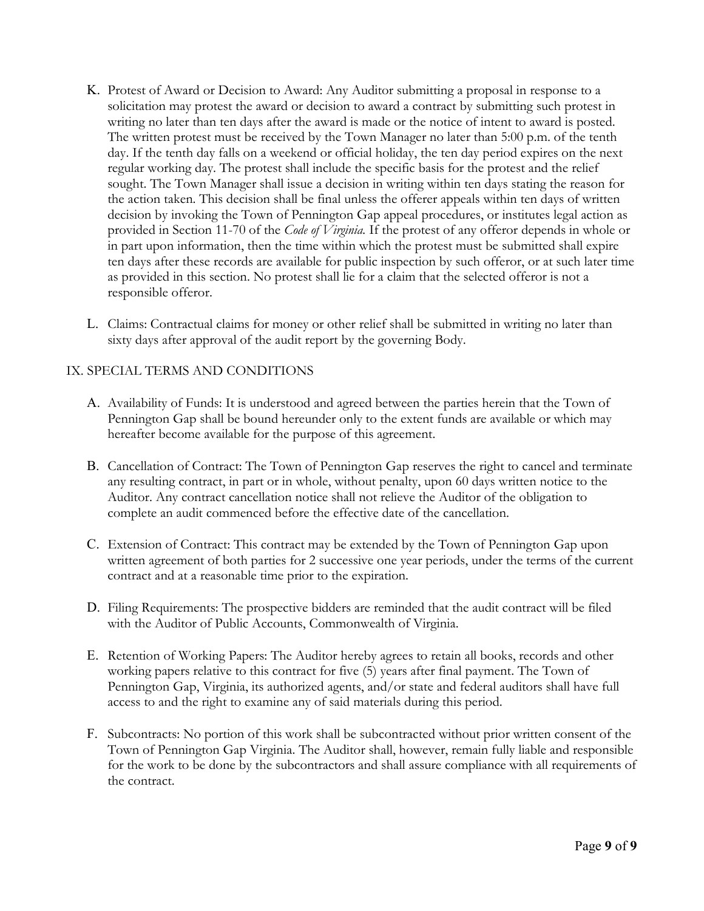K. Protest of Award or Decision to Award: Any Auditor submitting a proposal in response to a solicitation may protest the award or decision to award a contract by submitting such protest in writing no later than ten days after the award is made or the notice of intent to award is posted. The written protest must be received by the Town Manager no later than 5:00 p.m. of the tenth day. If the tenth day falls on a weekend or official holiday, the ten day period expires on the next regular working day. The protest shall include the specific basis for the protest and the relief sought. The Town Manager shall issue a decision in writing within ten days stating the reason for the action taken. This decision shall be final unless the offerer appeals within ten days of written decision by invoking the Town of Pennington Gap appeal procedures, or institutes legal action as provided in Section 11-70 of the *Code of Virginia.* If the protest of any offeror depends in whole or in part upon information, then the time within which the protest must be submitted shall expire ten days after these records are available for public inspection by such offeror, or at such later time as provided in this section. No protest shall lie for a claim that the selected offeror is not a responsible offeror.

L. Claims: Contractual claims for money or other relief shall be submitted in writing no later than sixty days after approval of the audit report by the governing Body.

## IX. SPECIAL TERMS AND CONDITIONS

A. Availability of Funds: It is understood and agreed between the parties herein that the Town of Pennington Gap shall be bound hereunder only to the extent funds are available or which may hereafter become available for the purpose of this agreement.

B. Cancellation of Contract: The Town of Pennington Gap reserves the right to cancel and terminate any resulting contract, in part or in whole, without penalty, upon 60 days written notice to the Auditor. Any contract cancellation notice shall not relieve the Auditor of the obligation to complete an audit commenced before the effective date of the cancellation.

C. Extension of Contract: This contract may be extended by the Town of Pennington Gap upon written agreement of both parties for 2 successive one year periods, under the terms of the current contract and at a reasonable time prior to the expiration.

D. Filing Requirements: The prospective bidders are reminded that the audit contract will be filed with the Auditor of Public Accounts, Commonwealth of Virginia.

E. Retention of Working Papers: The Auditor hereby agrees to retain all books, records and other working papers relative to this contract for five (5) years after final payment. The Town of Pennington Gap, Virginia, its authorized agents, and/or state and federal auditors shall have full access to and the right to examine any of said materials during this period.

F. Subcontracts: No portion of this work shall be subcontracted without prior written consent of the Town of Pennington Gap Virginia. The Auditor shall, however, remain fully liable and responsible for the work to be done by the subcontractors and shall assure compliance with all requirements of the contract.